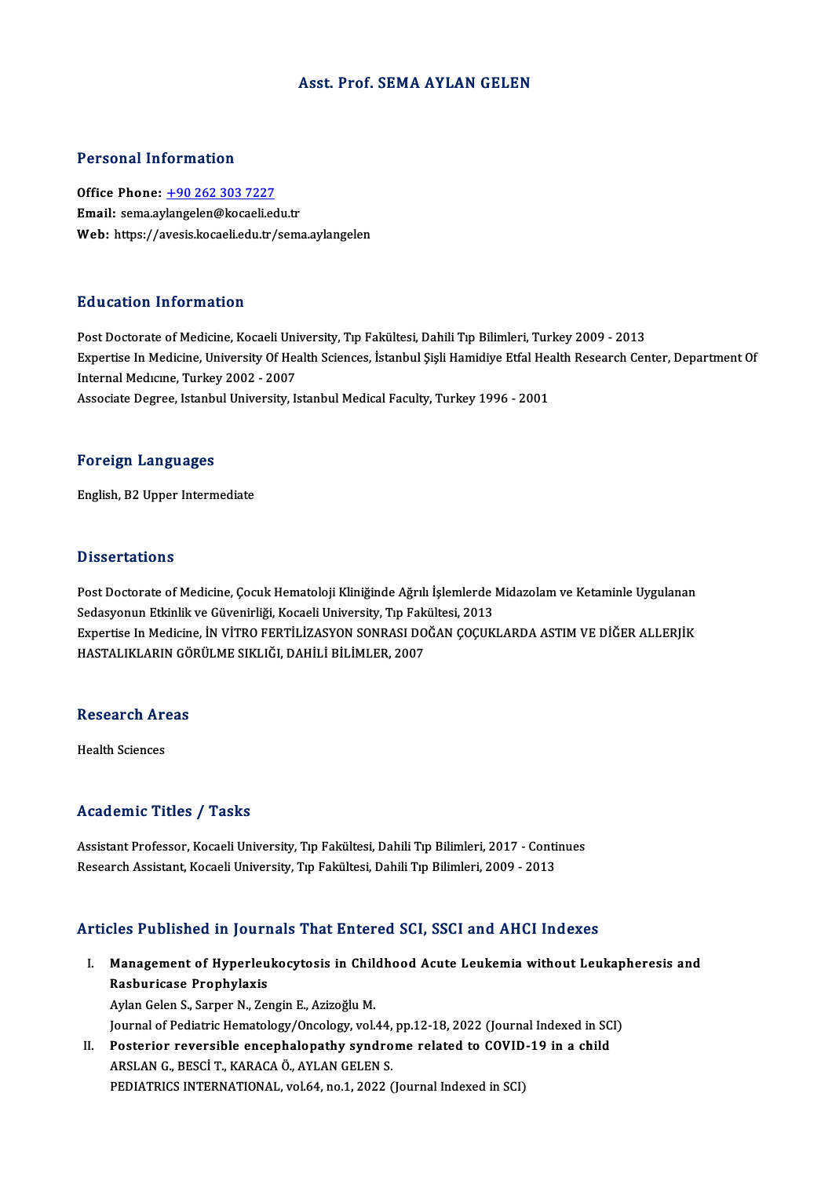# Asst. Prof. SEMA AYLAN GELEN

## Personal Information

**Office Phone:** +90 262 303 7227
**Email:** sema.aylangelen@kocaeli.edu.tr
**Web:** https://avesis.kocaeli.edu.tr/sema.aylangelen

## Education Information

Post Doctorate of Medicine, Kocaeli University, Tıp Fakültesi, Dahili Tıp Bilimleri, Turkey 2009 - 2013
Expertise In Medicine, University Of Health Sciences, İstanbul Şişli Hamidiye Etfal Health Research Center, Department Of Internal Medıcıne, Turkey 2002 - 2007
Associate Degree, Istanbul University, Istanbul Medical Faculty, Turkey 1996 - 2001

## Foreign Languages

English, B2 Upper Intermediate

## Dissertations

Post Doctorate of Medicine, Çocuk Hematoloji Kliniğinde Ağrılı İşlemlerde Midazolam ve Ketaminle Uygulanan Sedasyonun Etkinlik ve Güvenirliği, Kocaeli University, Tıp Fakültesi, 2013
Expertise In Medicine, İN VİTRO FERTİLİZASYON SONRASI DOĞAN ÇOÇUKLARDA ASTIM VE DİĞER ALLERJİK HASTALIKLARIN GÖRÜLME SIKLIĞI, DAHİLİ BİLİMLER, 2007

## Research Areas

Health Sciences

## Academic Titles / Tasks

Assistant Professor, Kocaeli University, Tıp Fakültesi, Dahili Tıp Bilimleri, 2017 - Continues
Research Assistant, Kocaeli University, Tıp Fakültesi, Dahili Tıp Bilimleri, 2009 - 2013

## Articles Published in Journals That Entered SCI, SSCI and AHCI Indexes

I. **Management of Hyperleukocytosis in Childhood Acute Leukemia without Leukapheresis and Rasburicase Prophylaxis**
Aylan Gelen S., Sarper N., Zengin E., Azizoğlu M.
Journal of Pediatric Hematology/Oncology, vol.44, pp.12-18, 2022 (Journal Indexed in SCI)

II. **Posterior reversible encephalopathy syndrome related to COVID-19 in a child**
ARSLAN G., BESCİ T., KARACA Ö., AYLAN GELEN S.
PEDIATRICS INTERNATIONAL, vol.64, no.1, 2022 (Journal Indexed in SCI)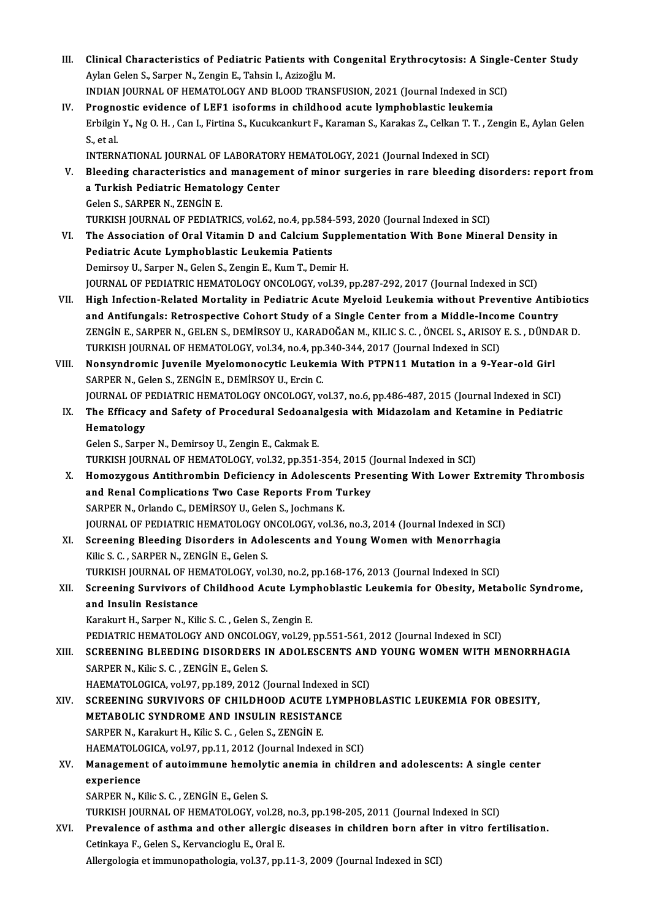III. **Clinical Characteristics of Pediatric Patients with Congenital Erythrocytosis: A Single-Center Study**
Aylan Gelen S., Sarper N., Zengin E., Tahsin I., Azizoğlu M.
INDIAN JOURNAL OF HEMATOLOGY AND BLOOD TRANSFUSION, 2021 (Journal Indexed in SCI)

IV. **Prognostic evidence of LEF1 isoforms in childhood acute lymphoblastic leukemia**
Erbilgin Y., Ng O. H. , Can I., Firtina S., Kucukcankurt F., Karaman S., Karakas Z., Celkan T. T. , Zengin E., Aylan Gelen S., et al.
INTERNATIONAL JOURNAL OF LABORATORY HEMATOLOGY, 2021 (Journal Indexed in SCI)

V. **Bleeding characteristics and management of minor surgeries in rare bleeding disorders: report from a Turkish Pediatric Hematology Center**
Gelen S., SARPER N., ZENGİN E.
TURKISH JOURNAL OF PEDIATRICS, vol.62, no.4, pp.584-593, 2020 (Journal Indexed in SCI)

VI. **The Association of Oral Vitamin D and Calcium Supplementation With Bone Mineral Density in Pediatric Acute Lymphoblastic Leukemia Patients**
Demirsoy U., Sarper N., Gelen S., Zengin E., Kum T., Demir H.
JOURNAL OF PEDIATRIC HEMATOLOGY ONCOLOGY, vol.39, pp.287-292, 2017 (Journal Indexed in SCI)

VII. **High Infection-Related Mortality in Pediatric Acute Myeloid Leukemia without Preventive Antibiotics and Antifungals: Retrospective Cohort Study of a Single Center from a Middle-Income Country**
ZENGİN E., SARPER N., GELEN S., DEMİRSOY U., KARADOĞAN M., KILIC S. C. , ÖNCEL S., ARISOY E. S. , DÜNDAR D.
TURKISH JOURNAL OF HEMATOLOGY, vol.34, no.4, pp.340-344, 2017 (Journal Indexed in SCI)

VIII. **Nonsyndromic Juvenile Myelomonocytic Leukemia With PTPN11 Mutation in a 9-Year-old Girl**
SARPER N., Gelen S., ZENGİN E., DEMİRSOY U., Ercin C.
JOURNAL OF PEDIATRIC HEMATOLOGY ONCOLOGY, vol.37, no.6, pp.486-487, 2015 (Journal Indexed in SCI)

IX. **The Efficacy and Safety of Procedural Sedoanalgesia with Midazolam and Ketamine in Pediatric Hematology**
Gelen S., Sarper N., Demirsoy U., Zengin E., Cakmak E.
TURKISH JOURNAL OF HEMATOLOGY, vol.32, pp.351-354, 2015 (Journal Indexed in SCI)

X. **Homozygous Antithrombin Deficiency in Adolescents Presenting With Lower Extremity Thrombosis and Renal Complications Two Case Reports From Turkey**
SARPER N., Orlando C., DEMİRSOY U., Gelen S., Jochmans K.
JOURNAL OF PEDIATRIC HEMATOLOGY ONCOLOGY, vol.36, no.3, 2014 (Journal Indexed in SCI)

XI. **Screening Bleeding Disorders in Adolescents and Young Women with Menorrhagia**
Kilic S. C. , SARPER N., ZENGİN E., Gelen S.
TURKISH JOURNAL OF HEMATOLOGY, vol.30, no.2, pp.168-176, 2013 (Journal Indexed in SCI)

XII. **Screening Survivors of Childhood Acute Lymphoblastic Leukemia for Obesity, Metabolic Syndrome, and Insulin Resistance**
Karakurt H., Sarper N., Kilic S. C. , Gelen S., Zengin E.
PEDIATRIC HEMATOLOGY AND ONCOLOGY, vol.29, pp.551-561, 2012 (Journal Indexed in SCI)

XIII. **SCREENING BLEEDING DISORDERS IN ADOLESCENTS AND YOUNG WOMEN WITH MENORRHAGIA**
SARPER N., Kilic S. C. , ZENGİN E., Gelen S.
HAEMATOLOGICA, vol.97, pp.189, 2012 (Journal Indexed in SCI)

XIV. **SCREENING SURVIVORS OF CHILDHOOD ACUTE LYMPHOBLASTIC LEUKEMIA FOR OBESITY, METABOLIC SYNDROME AND INSULIN RESISTANCE**
SARPER N., Karakurt H., Kilic S. C. , Gelen S., ZENGİN E.
HAEMATOLOGICA, vol.97, pp.11, 2012 (Journal Indexed in SCI)

XV. **Management of autoimmune hemolytic anemia in children and adolescents: A single center experience**
SARPER N., Kilic S. C. , ZENGİN E., Gelen S.
TURKISH JOURNAL OF HEMATOLOGY, vol.28, no.3, pp.198-205, 2011 (Journal Indexed in SCI)

XVI. **Prevalence of asthma and other allergic diseases in children born after in vitro fertilisation.**
Cetinkaya F., Gelen S., Kervancioglu E., Oral E.
Allergologia et immunopathologia, vol.37, pp.11-3, 2009 (Journal Indexed in SCI)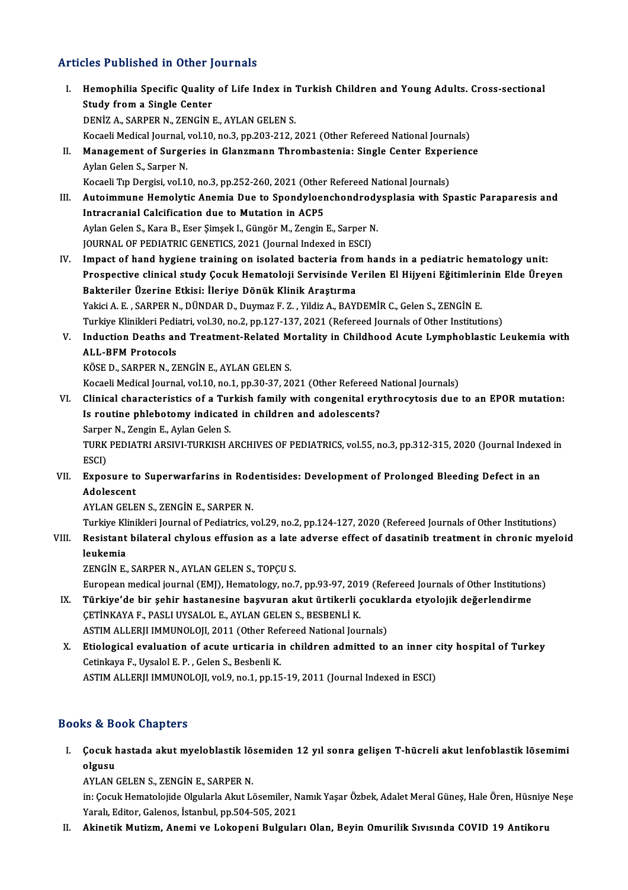## Articles Published in Other Journals

I. **Hemophilia Specific Quality of Life Index in Turkish Children and Young Adults. Cross-sectional Study from a Single Center**
DENİZ A., SARPER N., ZENGİN E., AYLAN GELEN S.
Kocaeli Medical Journal, vol.10, no.3, pp.203-212, 2021 (Other Refereed National Journals)

II. **Management of Surgeries in Glanzmann Thrombastenia: Single Center Experience**
Aylan Gelen S., Sarper N.
Kocaeli Tıp Dergisi, vol.10, no.3, pp.252-260, 2021 (Other Refereed National Journals)

III. **Autoimmune Hemolytic Anemia Due to Spondyloenchondrodysplasia with Spastic Paraparesis and Intracranial Calcification due to Mutation in ACP5**
Aylan Gelen S., Kara B., Eser Şimşek I., Güngör M., Zengin E., Sarper N.
JOURNAL OF PEDIATRIC GENETICS, 2021 (Journal Indexed in ESCI)

IV. **Impact of hand hygiene training on isolated bacteria from hands in a pediatric hematology unit: Prospective clinical study Çocuk Hematoloji Servisinde Verilen El Hijyeni Eğitimlerinin Elde Üreyen Bakteriler Üzerine Etkisi: İleriye Dönük Klinik Araştırma**
Yakici A. E. , SARPER N., DÜNDAR D., Duymaz F. Z. , Yildiz A., BAYDEMİR C., Gelen S., ZENGİN E.
Turkiye Klinikleri Pediatri, vol.30, no.2, pp.127-137, 2021 (Refereed Journals of Other Institutions)

V. **Induction Deaths and Treatment-Related Mortality in Childhood Acute Lymphoblastic Leukemia with ALL-BFM Protocols**
KÖSE D., SARPER N., ZENGİN E., AYLAN GELEN S.
Kocaeli Medical Journal, vol.10, no.1, pp.30-37, 2021 (Other Refereed National Journals)

VI. **Clinical characteristics of a Turkish family with congenital erythrocytosis due to an EPOR mutation: Is routine phlebotomy indicated in children and adolescents?**
Sarper N., Zengin E., Aylan Gelen S.
TURK PEDIATRI ARSIVI-TURKISH ARCHIVES OF PEDIATRICS, vol.55, no.3, pp.312-315, 2020 (Journal Indexed in ESCI)

VII. **Exposure to Superwarfarins in Rodentisides: Development of Prolonged Bleeding Defect in an Adolescent**
AYLAN GELEN S., ZENGİN E., SARPER N.
Turkiye Klinikleri Journal of Pediatrics, vol.29, no.2, pp.124-127, 2020 (Refereed Journals of Other Institutions)

VIII. **Resistant bilateral chylous effusion as a late adverse effect of dasatinib treatment in chronic myeloid leukemia**
ZENGİN E., SARPER N., AYLAN GELEN S., TOPÇU S.
European medical journal (EMJ), Hematology, no.7, pp.93-97, 2019 (Refereed Journals of Other Institutions)

IX. **Türkiye'de bir şehir hastanesine başvuran akut ürtikerli çocuklarda etyolojik değerlendirme**
ÇETİNKAYA F., PASLI UYSALOL E., AYLAN GELEN S., BESBENLİ K.
ASTIM ALLERJI IMMUNOLOJI, 2011 (Other Refereed National Journals)

X. **Etiological evaluation of acute urticaria in children admitted to an inner city hospital of Turkey**
Cetinkaya F., Uysalol E. P. , Gelen S., Besbenli K.
ASTIM ALLERJI IMMUNOLOJI, vol.9, no.1, pp.15-19, 2011 (Journal Indexed in ESCI)

## Books & Book Chapters

I. **Çocuk hastada akut myeloblastik lösemiden 12 yıl sonra gelişen T-hücreli akut lenfoblastik lösemimi olgusu**
AYLAN GELEN S., ZENGİN E., SARPER N.
in: Çocuk Hematolojide Olgularla Akut Lösemiler, Namık Yaşar Özbek, Adalet Meral Güneş, Hale Ören, Hüsniye Neşe Yaralı, Editor, Galenos, İstanbul, pp.504-505, 2021

II. **Akinetik Mutizm, Anemi ve Lokopeni Bulguları Olan, Beyin Omurilik Sıvısında COVID 19 Antikoru**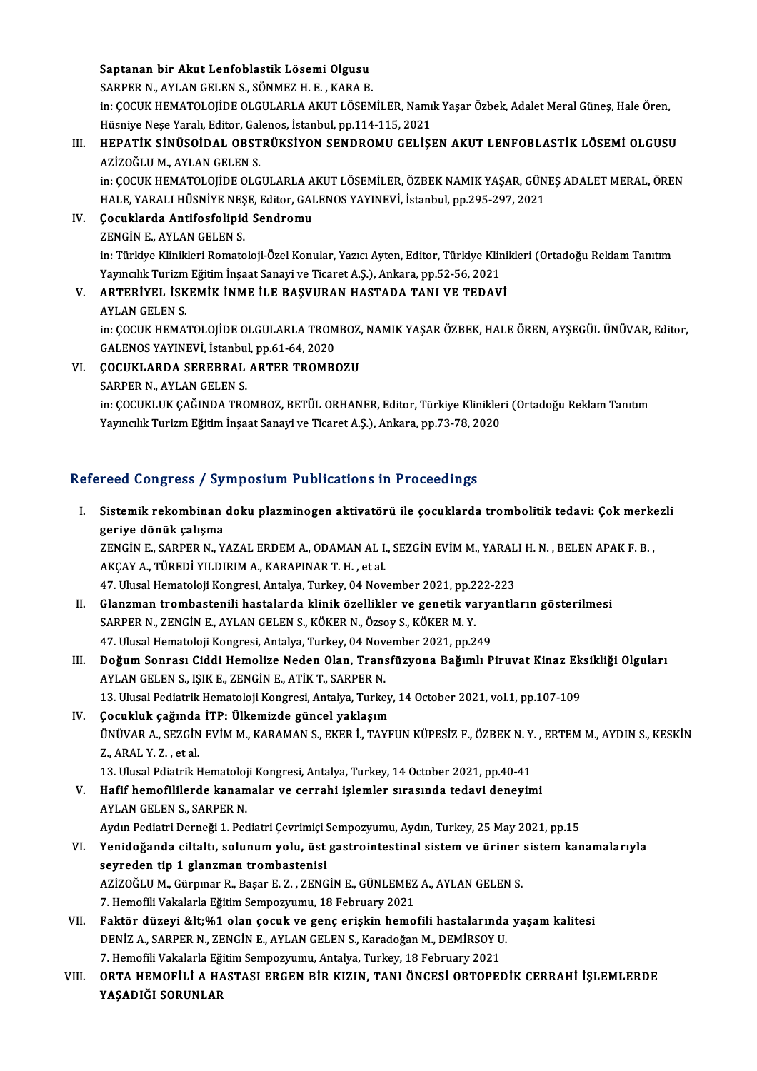Saptanan bir Akut Lenfoblastik Lösemi Olgusu
SARPER N., AYLAN GELEN S., SÖNMEZ H. E. , KARA B.
in: ÇOCUK HEMATOLOJİDE OLGULARLA AKUT LÖSEMİLER, Namık Yaşar Özbek, Adalet Meral Güneş, Hale Ören, Hüsniye Neşe Yaralı, Editor, Galenos, İstanbul, pp.114-115, 2021

III. **HEPATİK SİNÜSOİDAL OBSTRÜKSİYON SENDROMU GELİŞEN AKUT LENFOBLASTİK LÖSEMİ OLGUSU**
AZİZOĞLU M., AYLAN GELEN S.
in: ÇOCUK HEMATOLOJİDE OLGULARLA AKUT LÖSEMİLER, ÖZBEK NAMIK YAŞAR, GÜNEŞ ADALET MERAL, ÖREN HALE, YARALI HÜSNİYE NEŞE, Editor, GALENOS YAYINEVİ, İstanbul, pp.295-297, 2021

IV. **Çocuklarda Antifosfolipid Sendromu**
ZENGİN E., AYLAN GELEN S.
in: Türkiye Klinikleri Romatoloji-Özel Konular, Yazıcı Ayten, Editor, Türkiye Klinikleri (Ortadoğu Reklam Tanıtım Yayıncılık Turizm Eğitim İnşaat Sanayi ve Ticaret A.Ş.), Ankara, pp.52-56, 2021

V. **ARTERİYEL İSKEMİK İNME İLE BAŞVURAN HASTADA TANI VE TEDAVİ**
AYLAN GELEN S.
in: ÇOCUK HEMATOLOJİDE OLGULARLA TROMBOZ, NAMIK YAŞAR ÖZBEK, HALE ÖREN, AYŞEGÜL ÜNÜVAR, Editor, GALENOS YAYINEVİ, İstanbul, pp.61-64, 2020

VI. **ÇOCUKLARDA SEREBRAL ARTER TROMBOZU**
SARPER N., AYLAN GELEN S.
in: ÇOCUKLUK ÇAĞINDA TROMBOZ, BETÜL ORHANER, Editor, Türkiye Klinikleri (Ortadoğu Reklam Tanıtım Yayıncılık Turizm Eğitim İnşaat Sanayi ve Ticaret A.Ş.), Ankara, pp.73-78, 2020

## Refereed Congress / Symposium Publications in Proceedings

I. **Sistemik rekombinan doku plazminogen aktivatörü ile çocuklarda trombolitik tedavi: Çok merkezli geriye dönük çalışma**
ZENGİN E., SARPER N., YAZAL ERDEM A., ODAMAN AL I., SEZGİN EVİM M., YARALI H. N. , BELEN APAK F. B. , AKÇAY A., TÜREDİ YILDIRIM A., KARAPINAR T. H. , et al.
47. Ulusal Hematoloji Kongresi, Antalya, Turkey, 04 November 2021, pp.222-223

II. **Glanzman trombastenili hastalarda klinik özellikler ve genetik varyantların gösterilmesi**
SARPER N., ZENGİN E., AYLAN GELEN S., KÖKER N., Özsoy S., KÖKER M. Y.
47. Ulusal Hematoloji Kongresi, Antalya, Turkey, 04 November 2021, pp.249

III. **Doğum Sonrası Ciddi Hemolize Neden Olan, Transfüzyona Bağımlı Piruvat Kinaz Eksikliği Olguları**
AYLAN GELEN S., IŞIK E., ZENGİN E., ATİK T., SARPER N.
13. Ulusal Pediatrik Hematoloji Kongresi, Antalya, Turkey, 14 October 2021, vol.1, pp.107-109

IV. **Çocukluk çağında İTP: Ülkemizde güncel yaklaşım**
ÜNÜVAR A., SEZGİN EVİM M., KARAMAN S., EKER İ., TAYFUN KÜPESİZ F., ÖZBEK N. Y. , ERTEM M., AYDIN S., KESKİN Z., ARAL Y. Z. , et al.
13. Ulusal Pdiatrik Hematoloji Kongresi, Antalya, Turkey, 14 October 2021, pp.40-41

V. **Hafif hemofililerde kanamalar ve cerrahi işlemler sırasında tedavi deneyimi**
AYLAN GELEN S., SARPER N.
Aydın Pediatri Derneği 1. Pediatri Çevrimiçi Sempozyumu, Aydın, Turkey, 25 May 2021, pp.15

VI. **Yenidoğanda ciltaltı, solunum yolu, üst gastrointestinal sistem ve üriner sistem kanamalarıyla seyreden tip 1 glanzman trombastenisi**
AZİZOĞLU M., Gürpınar R., Başar E. Z. , ZENGİN E., GÜNLEMEZ A., AYLAN GELEN S.
7. Hemofili Vakalarla Eğitim Sempozyumu, 18 February 2021

VII. **Faktör düzeyi &lt;%1 olan çocuk ve genç erişkin hemofili hastalarında yaşam kalitesi**
DENİZ A., SARPER N., ZENGİN E., AYLAN GELEN S., Karadoğan M., DEMİRSOY U.
7. Hemofili Vakalarla Eğitim Sempozyumu, Antalya, Turkey, 18 February 2021

VIII. **ORTA HEMOFİLİ A HASTASI ERGEN BİR KIZIN, TANI ÖNCESİ ORTOPEDİK CERRAHİ İŞLEMLERDE YAŞADIĞI SORUNLAR**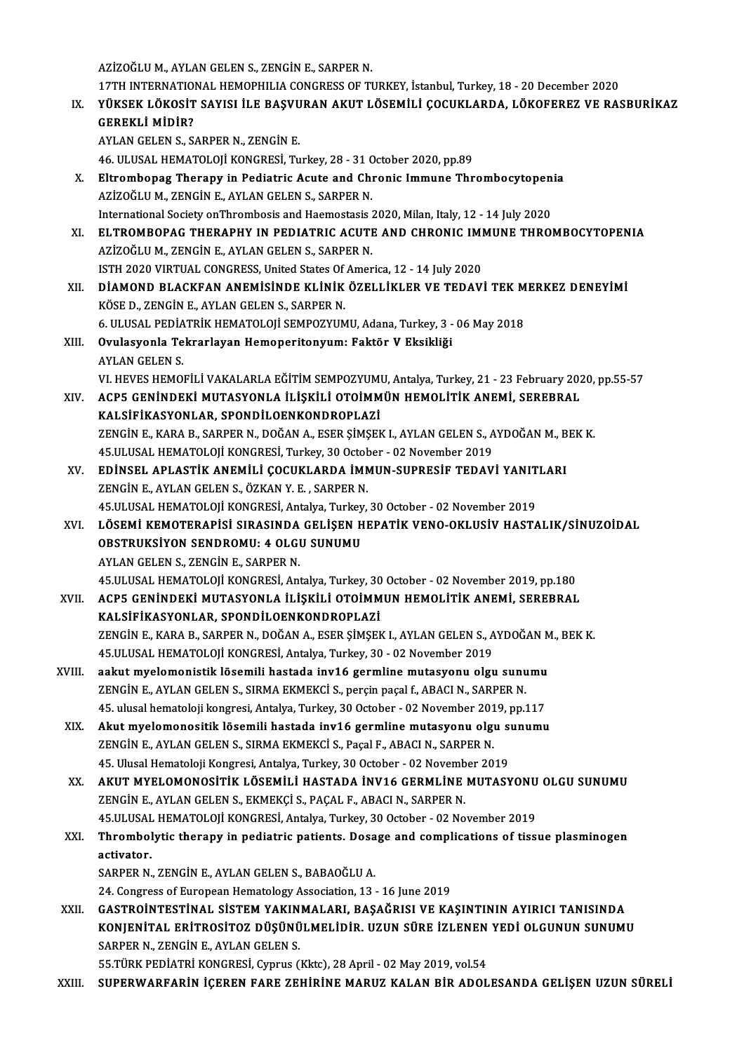AZİZOĞLU M., AYLAN GELEN S., ZENGİN E., SARPER N.

17TH INTERNATIONAL HEMOPHILIA CONGRESS OF TURKEY, İstanbul, Turkey, 18 - 20 December 2020

IX. **YÜKSEK LÖKOSİT SAYISI İLE BAŞVURAN AKUT LÖSEMİLİ ÇOCUKLARDA, LÖKOFEREZ VE RASBURİKAZ GEREKLİ MİDİR?**
AYLAN GELEN S., SARPER N., ZENGİN E.
46. ULUSAL HEMATOLOJİ KONGRESİ, Turkey, 28 - 31 October 2020, pp.89

X. **Eltrombopag Therapy in Pediatric Acute and Chronic Immune Thrombocytopenia**
AZİZOĞLU M., ZENGİN E., AYLAN GELEN S., SARPER N.
International Society onThrombosis and Haemostasis 2020, Milan, Italy, 12 - 14 July 2020

XI. **ELTROMBOPAG THERAPHY IN PEDIATRIC ACUTE AND CHRONIC IMMUNE THROMBOCYTOPENIA**
AZİZOĞLU M., ZENGİN E., AYLAN GELEN S., SARPER N.
ISTH 2020 VIRTUAL CONGRESS, United States Of America, 12 - 14 July 2020

XII. **DİAMOND BLACKFAN ANEMİSİNDE KLİNİK ÖZELLİKLER VE TEDAVİ TEK MERKEZ DENEYİMİ**
KÖSE D., ZENGİN E., AYLAN GELEN S., SARPER N.
6. ULUSAL PEDİATRİK HEMATOLOJİ SEMPOZYUMU, Adana, Turkey, 3 - 06 May 2018

XIII. **Ovulasyonla Tekrarlayan Hemoperitonyum: Faktör V Eksikliği**
AYLAN GELEN S.
VI. HEVES HEMOFİLİ VAKALARLA EĞİTİM SEMPOZYUMU, Antalya, Turkey, 21 - 23 February 2020, pp.55-57

XIV. **ACP5 GENİNDEKİ MUTASYONLA İLİŞKİLİ OTOİMMÜN HEMOLİTİK ANEMİ, SEREBRAL KALSİFİKASYONLAR, SPONDİLOENKONDROPLAZİ**
ZENGİN E., KARA B., SARPER N., DOĞAN A., ESER ŞİMŞEK I., AYLAN GELEN S., AYDOĞAN M., BEK K.
45.ULUSAL HEMATOLOJİ KONGRESİ, Turkey, 30 October - 02 November 2019

XV. **EDİNSEL APLASTİK ANEMİLİ ÇOCUKLARDA İMMUN-SUPRESİF TEDAVİ YANITLARI**
ZENGİN E., AYLAN GELEN S., ÖZKAN Y. E. , SARPER N.
45.ULUSAL HEMATOLOJİ KONGRESİ, Antalya, Turkey, 30 October - 02 November 2019

XVI. **LÖSEMİ KEMOTERAPİSİ SIRASINDA GELİŞEN HEPATİK VENO-OKLUSİV HASTALIK/SİNUZOİDAL OBSTRUKSİYON SENDROMU: 4 OLGU SUNUMU**
AYLAN GELEN S., ZENGİN E., SARPER N.
45.ULUSAL HEMATOLOJİ KONGRESİ, Antalya, Turkey, 30 October - 02 November 2019, pp.180

XVII. **ACP5 GENİNDEKİ MUTASYONLA İLİŞKİLİ OTOİMMUN HEMOLİTİK ANEMİ, SEREBRAL KALSİFİKASYONLAR, SPONDİLOENKONDROPLAZİ**
ZENGİN E., KARA B., SARPER N., DOĞAN A., ESER ŞİMŞEK I., AYLAN GELEN S., AYDOĞAN M., BEK K.
45.ULUSAL HEMATOLOJİ KONGRESİ, Antalya, Turkey, 30 - 02 November 2019

XVIII. **aakut myelomonistik lösemili hastada inv16 germline mutasyonu olgu sunumu**
ZENGİN E., AYLAN GELEN S., SIRMA EKMEKCİ S., perçin paçal f., ABACI N., SARPER N.
45. ulusal hematoloji kongresi, Antalya, Turkey, 30 October - 02 November 2019, pp.117

XIX. **Akut myelomonositik lösemili hastada inv16 germline mutasyonu olgu sunumu**
ZENGİN E., AYLAN GELEN S., SIRMA EKMEKCİ S., Paçal F., ABACI N., SARPER N.
45. Ulusal Hematoloji Kongresi, Antalya, Turkey, 30 October - 02 November 2019

XX. **AKUT MYELOMONOSİTİK LÖSEMİLİ HASTADA İNV16 GERMLİNE MUTASYONU OLGU SUNUMU**
ZENGİN E., AYLAN GELEN S., EKMEKÇİ S., PAÇAL F., ABACI N., SARPER N.
45.ULUSAL HEMATOLOJİ KONGRESİ, Antalya, Turkey, 30 October - 02 November 2019

XXI. **Thrombolytic therapy in pediatric patients. Dosage and complications of tissue plasminogen activator.**
SARPER N., ZENGİN E., AYLAN GELEN S., BABAOĞLU A.
24. Congress of European Hematology Association, 13 - 16 June 2019

XXII. **GASTROİNTESTİNAL SİSTEM YAKINMALARI, BAŞAĞRISI VE KAŞINTININ AYIRICI TANISINDA KONJENİTAL ERİTROSİTOZ DÜŞÜNÜLMELİDİR. UZUN SÜRE İZLENEN YEDİ OLGUNUN SUNUMU**
SARPER N., ZENGİN E., AYLAN GELEN S.
55.TÜRK PEDİATRİ KONGRESİ, Cyprus (Kktc), 28 April - 02 May 2019, vol.54

XXIII. **SUPERWARFARİN İÇEREN FARE ZEHİRİNE MARUZ KALAN BİR ADOLESANDA GELİŞEN UZUN SÜRELİ**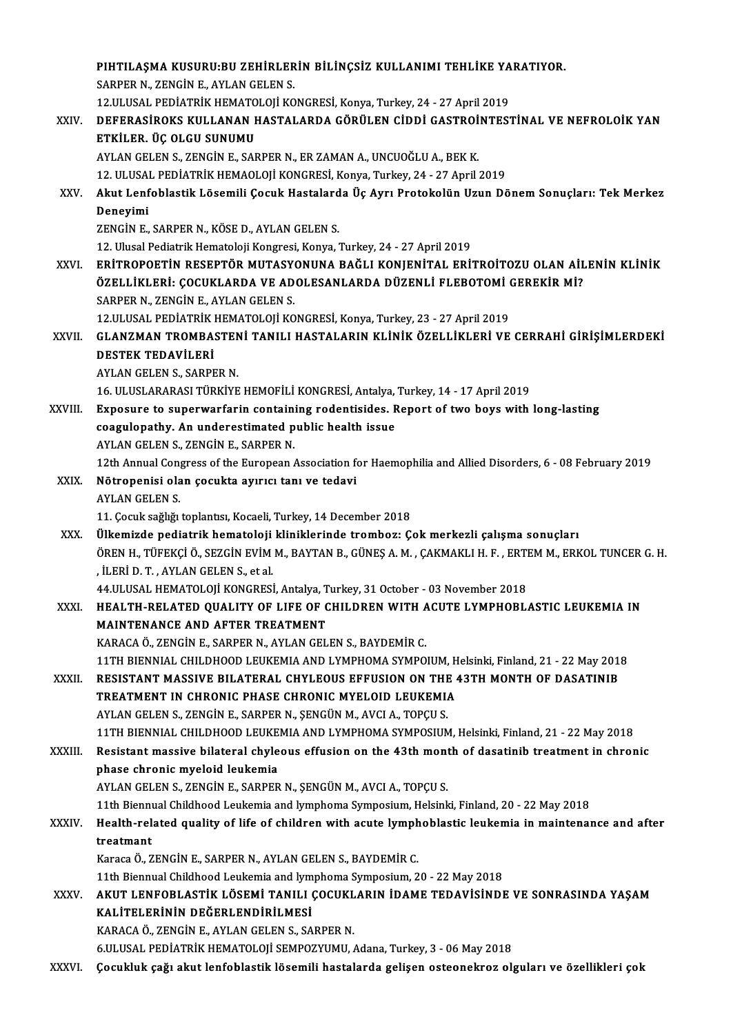PIHTILAŞMA KUSURU:BU ZEHİRLERİN BİLİNÇSİZ KULLANIMI TEHLİKE YARATIYOR.
SARPER N., ZENGİN E., AYLAN GELEN S.
12.ULUSAL PEDİATRİK HEMATOLOJİ KONGRESİ, Konya, Turkey, 24 - 27 April 2019

XXIV. **DEFERASİROKS KULLANAN HASTALARDA GÖRÜLEN CİDDİ GASTROİNTESTİNAL VE NEFROLOİK YAN ETKİLER. ÜÇ OLGU SUNUMU**
AYLAN GELEN S., ZENGİN E., SARPER N., ER ZAMAN A., UNCUOĞLU A., BEK K.
12. ULUSAL PEDİATRİK HEMAOLOJİ KONGRESİ, Konya, Turkey, 24 - 27 April 2019

XXV. **Akut Lenfoblastik Lösemili Çocuk Hastalarda Üç Ayrı Protokolün Uzun Dönem Sonuçları: Tek Merkez Deneyimi**
ZENGİN E., SARPER N., KÖSE D., AYLAN GELEN S.
12. Ulusal Pediatrik Hematoloji Kongresi, Konya, Turkey, 24 - 27 April 2019

XXVI. **ERİTROPOETİN RESEPTÖR MUTASYONUNA BAĞLI KONJENİTAL ERİTROİTOZU OLAN AİLENİN KLİNİK ÖZELLİKLERİ: ÇOCUKLARDA VE ADOLESANLARDA DÜZENLİ FLEBOTOMİ GEREKİR Mİ?**
SARPER N., ZENGİN E., AYLAN GELEN S.
12.ULUSAL PEDİATRİK HEMATOLOJİ KONGRESİ, Konya, Turkey, 23 - 27 April 2019

XXVII. **GLANZMAN TROMBASTENİ TANILI HASTALARIN KLİNİK ÖZELLİKLERİ VE CERRAHİ GİRİŞİMLERDEKİ DESTEK TEDAVİLERİ**
AYLAN GELEN S., SARPER N.
16. ULUSLARARASI TÜRKİYE HEMOFİLİ KONGRESİ, Antalya, Turkey, 14 - 17 April 2019

XXVIII. **Exposure to superwarfarin containing rodentisides. Report of two boys with long-lasting coagulopathy. An underestimated public health issue**
AYLAN GELEN S., ZENGİN E., SARPER N.
12th Annual Congress of the European Association for Haemophilia and Allied Disorders, 6 - 08 February 2019

XXIX. **Nötropenisi olan çocukta ayırıcı tanı ve tedavi**
AYLAN GELEN S.
11. Çocuk sağlığı toplantısı, Kocaeli, Turkey, 14 December 2018

XXX. **Ülkemizde pediatrik hematoloji kliniklerinde tromboz: Çok merkezli çalışma sonuçları**
ÖREN H., TÜFEKÇİ Ö., SEZGİN EVİM M., BAYTAN B., GÜNEŞ A. M. , ÇAKMAKLI H. F. , ERTEM M., ERKOL TUNCER G. H. , İLERİ D. T. , AYLAN GELEN S., et al.
44.ULUSAL HEMATOLOJİ KONGRESİ, Antalya, Turkey, 31 October - 03 November 2018

XXXI. **HEALTH-RELATED QUALITY OF LIFE OF CHILDREN WITH ACUTE LYMPHOBLASTIC LEUKEMIA IN MAINTENANCE AND AFTER TREATMENT**
KARACA Ö., ZENGİN E., SARPER N., AYLAN GELEN S., BAYDEMİR C.
11TH BIENNIAL CHILDHOOD LEUKEMIA AND LYMPHOMA SYMPOIUM, Helsinki, Finland, 21 - 22 May 2018

XXXII. **RESISTANT MASSIVE BILATERAL CHYLEOUS EFFUSION ON THE 43TH MONTH OF DASATINIB TREATMENT IN CHRONIC PHASE CHRONIC MYELOID LEUKEMIA**
AYLAN GELEN S., ZENGİN E., SARPER N., ŞENGÜN M., AVCI A., TOPÇU S.
11TH BIENNIAL CHILDHOOD LEUKEMIA AND LYMPHOMA SYMPOSIUM, Helsinki, Finland, 21 - 22 May 2018

XXXIII. **Resistant massive bilateral chyleous effusion on the 43th month of dasatinib treatment in chronic phase chronic myeloid leukemia**
AYLAN GELEN S., ZENGİN E., SARPER N., ŞENGÜN M., AVCI A., TOPÇU S.
11th Biennual Childhood Leukemia and lymphoma Symposium, Helsinki, Finland, 20 - 22 May 2018

XXXIV. **Health-related quality of life of children with acute lymphoblastic leukemia in maintenance and after treatmant**
Karaca Ö., ZENGİN E., SARPER N., AYLAN GELEN S., BAYDEMİR C.
11th Biennual Childhood Leukemia and lymphoma Symposium, 20 - 22 May 2018

XXXV. **AKUT LENFOBLASTİK LÖSEMİ TANILI ÇOCUKLARIN İDAME TEDAVİSİNDE VE SONRASINDA YAŞAM KALİTELERİNİN DEĞERLENDİRİLMESİ**
KARACA Ö., ZENGİN E., AYLAN GELEN S., SARPER N.
6.ULUSAL PEDİATRİK HEMATOLOJİ SEMPOZYUMU, Adana, Turkey, 3 - 06 May 2018

XXXVI. **Çocukluk çağı akut lenfoblastik lösemili hastalarda gelişen osteonekroz olguları ve özellikleri çok**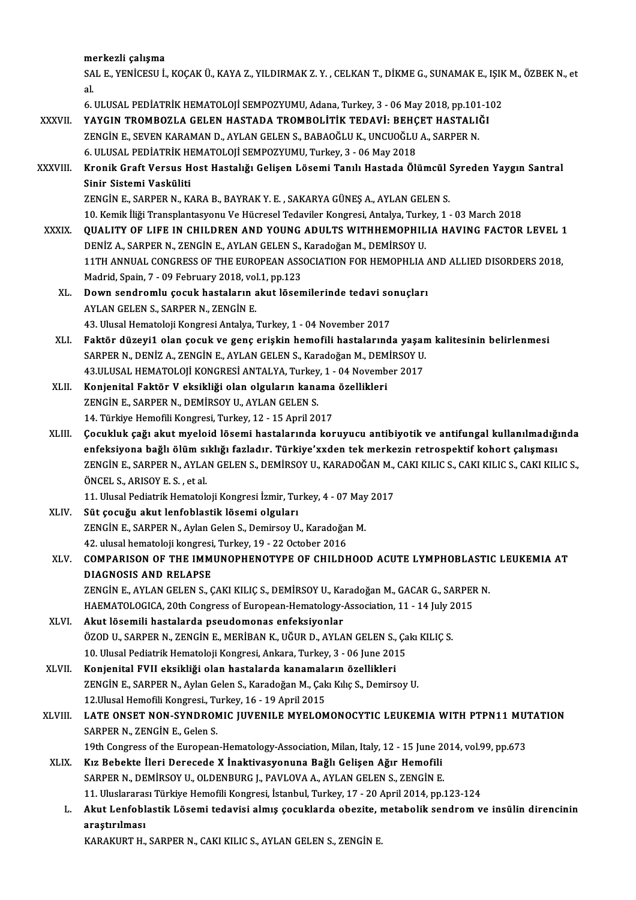merkezli çalışma
SAL E., YENİCESU İ., KOÇAK Ü., KAYA Z., YILDIRMAK Z. Y. , CELKAN T., DİKME G., SUNAMAK E., IŞIK M., ÖZBEK N., et al.
6. ULUSAL PEDİATRİK HEMATOLOJİ SEMPOZYUMU, Adana, Turkey, 3 - 06 May 2018, pp.101-102

XXXVII. **YAYGIN TROMBOZLA GELEN HASTADA TROMBOLİTİK TEDAVİ: BEHÇET HASTALIĞI**
ZENGİN E., SEVEN KARAMAN D., AYLAN GELEN S., BABAOĞLU K., UNCUOĞLU A., SARPER N.
6. ULUSAL PEDİATRİK HEMATOLOJİ SEMPOZYUMU, Turkey, 3 - 06 May 2018

XXXVIII. **Kronik Graft Versus Host Hastalığı Gelişen Lösemi Tanılı Hastada Ölümcül Syreden Yaygın Santral Sinir Sistemi Vasküliti**
ZENGİN E., SARPER N., KARA B., BAYRAK Y. E. , SAKARYA GÜNEŞ A., AYLAN GELEN S.
10. Kemik İliği Transplantasyonu Ve Hücresel Tedaviler Kongresi, Antalya, Turkey, 1 - 03 March 2018

XXXIX. **QUALITY OF LIFE IN CHILDREN AND YOUNG ADULTS WITHHEMOPHILIA HAVING FACTOR LEVEL 1**
DENİZ A., SARPER N., ZENGİN E., AYLAN GELEN S., Karadoğan M., DEMİRSOY U.
11TH ANNUAL CONGRESS OF THE EUROPEAN ASSOCIATION FOR HEMOPHLIA AND ALLIED DISORDERS 2018, Madrid, Spain, 7 - 09 February 2018, vol.1, pp.123

XL. **Down sendromlu çocuk hastaların akut lösemilerinde tedavi sonuçları**
AYLAN GELEN S., SARPER N., ZENGİN E.
43. Ulusal Hematoloji Kongresi Antalya, Turkey, 1 - 04 November 2017

XLI. **Faktör düzeyi1 olan çocuk ve genç erişkin hemofili hastalarında yaşam kalitesinin belirlenmesi**
SARPER N., DENİZ A., ZENGİN E., AYLAN GELEN S., Karadoğan M., DEMİRSOY U.
43.ULUSAL HEMATOLOJİ KONGRESİ ANTALYA, Turkey, 1 - 04 November 2017

XLII. **Konjenital Faktör V eksikliği olan olguların kanama özellikleri**
ZENGİN E., SARPER N., DEMİRSOY U., AYLAN GELEN S.
14. Türkiye Hemofili Kongresi, Turkey, 12 - 15 April 2017

XLIII. **Çocukluk çağı akut myeloid lösemi hastalarında koruyucu antibiyotik ve antifungal kullanılmadığında enfeksiyona bağlı ölüm sıklığı fazladır. Türkiye'xxden tek merkezin retrospektif kohort çalışması**
ZENGİN E., SARPER N., AYLAN GELEN S., DEMİRSOY U., KARADOĞAN M., CAKI KILIC S., CAKI KILIC S., CAKI KILIC S., ÖNCEL S., ARISOY E. S. , et al.
11. Ulusal Pediatrik Hematoloji Kongresi İzmir, Turkey, 4 - 07 May 2017

XLIV. **Süt çocuğu akut lenfoblastik lösemi olguları**
ZENGİN E., SARPER N., Aylan Gelen S., Demirsoy U., Karadoğan M.
42. ulusal hematoloji kongresi, Turkey, 19 - 22 October 2016

XLV. **COMPARISON OF THE IMMUNOPHENOTYPE OF CHILDHOOD ACUTE LYMPHOBLASTIC LEUKEMIA AT DIAGNOSIS AND RELAPSE**
ZENGİN E., AYLAN GELEN S., ÇAKI KILIÇ S., DEMİRSOY U., Karadoğan M., GACAR G., SARPER N.
HAEMATOLOGICA, 20th Congress of European-Hematology-Association, 11 - 14 July 2015

XLVI. **Akut lösemili hastalarda pseudomonas enfeksiyonlar**
ÖZOD U., SARPER N., ZENGİN E., MERİBAN K., UĞUR D., AYLAN GELEN S., Çakı KILIÇ S.
10. Ulusal Pediatrik Hematoloji Kongresi, Ankara, Turkey, 3 - 06 June 2015

XLVII. **Konjenital FVII eksikliği olan hastalarda kanamaların özellikleri**
ZENGİN E., SARPER N., Aylan Gelen S., Karadoğan M., Çakı Kılıç S., Demirsoy U.
12.Ulusal Hemofili Kongresi., Turkey, 16 - 19 April 2015

XLVIII. **LATE ONSET NON-SYNDROMIC JUVENILE MYELOMONOCYTIC LEUKEMIA WITH PTPN11 MUTATION**
SARPER N., ZENGİN E., Gelen S.
19th Congress of the European-Hematology-Association, Milan, Italy, 12 - 15 June 2014, vol.99, pp.673

XLIX. **Kız Bebekte İleri Derecede X İnaktivasyonuna Bağlı Gelişen Ağır Hemofili**
SARPER N., DEMİRSOY U., OLDENBURG J., PAVLOVA A., AYLAN GELEN S., ZENGİN E.
11. Uluslararası Türkiye Hemofili Kongresi, İstanbul, Turkey, 17 - 20 April 2014, pp.123-124

L. **Akut Lenfoblastik Lösemi tedavisi almış çocuklarda obezite, metabolik sendrom ve insülin direncinin araştırılması**
KARAKURT H., SARPER N., CAKI KILIC S., AYLAN GELEN S., ZENGİN E.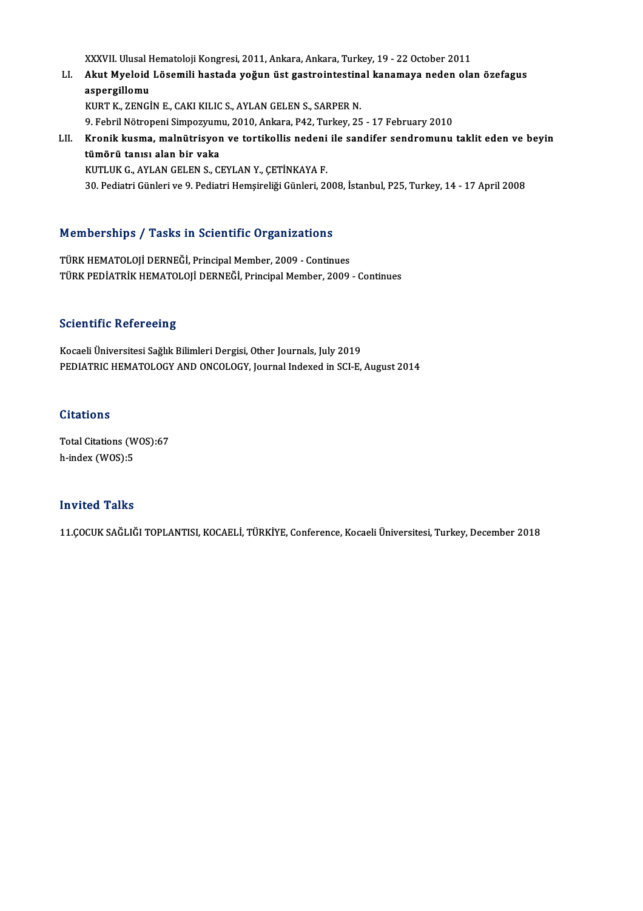XXXVII. Ulusal Hematoloji Kongresi, 2011, Ankara, Ankara, Turkey, 19 - 22 October 2011

LI. **Akut Myeloid Lösemili hastada yoğun üst gastrointestinal kanamaya neden olan özefagus aspergillomu**
KURT K., ZENGİN E., CAKI KILIC S., AYLAN GELEN S., SARPER N.
9. Febril Nötropeni Simpozyumu, 2010, Ankara, P42, Turkey, 25 - 17 February 2010

LII. **Kronik kusma, malnütrisyon ve tortikollis nedeni ile sandifer sendromunu taklit eden ve beyin tümörü tanısı alan bir vaka**
KUTLUK G., AYLAN GELEN S., CEYLAN Y., ÇETİNKAYA F.
30. Pediatri Günleri ve 9. Pediatri Hemşireliği Günleri, 2008, İstanbul, P25, Turkey, 14 - 17 April 2008

## Memberships / Tasks in Scientific Organizations

TÜRK HEMATOLOJİ DERNEĞİ, Principal Member, 2009 - Continues
TÜRK PEDİATRİK HEMATOLOJİ DERNEĞİ, Principal Member, 2009 - Continues

## Scientific Refereeing

Kocaeli Üniversitesi Sağlık Bilimleri Dergisi, Other Journals, July 2019
PEDIATRIC HEMATOLOGY AND ONCOLOGY, Journal Indexed in SCI-E, August 2014

## Citations

Total Citations (WOS):67
h-index (WOS):5

## Invited Talks

11.ÇOCUK SAĞLIĞI TOPLANTISI, KOCAELİ, TÜRKİYE, Conference, Kocaeli Üniversitesi, Turkey, December 2018